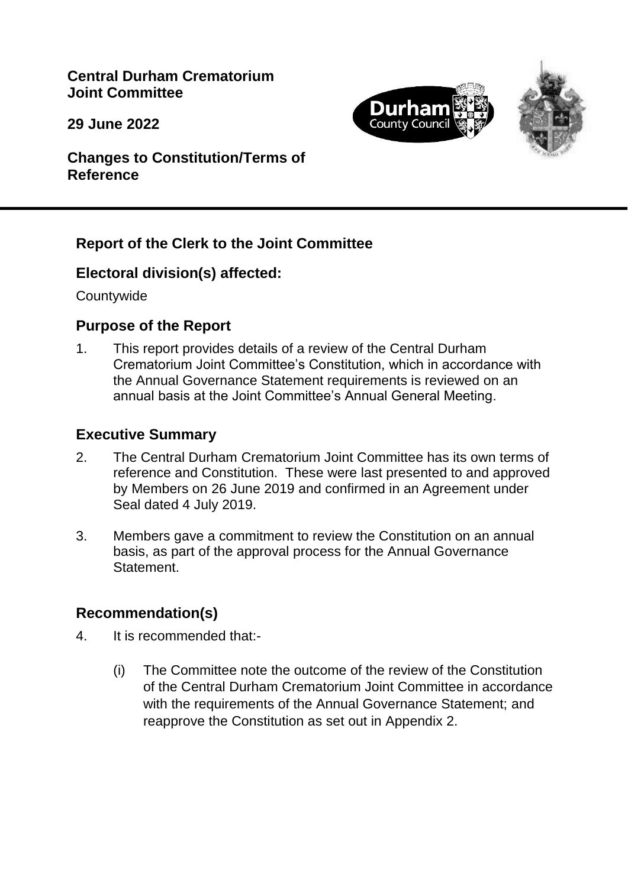**Central Durham Crematorium Joint Committee**

**29 June 2022**

**Changes to Constitution/Terms of Reference**

## Report of the Clerk to the Joint Committee

## Electoral division(s) affected:

Countywide

## Purpose of the Report

1. This report provides details of a review of the Central Durham Crematorium Joint Committee's Constitution, which in accordance with the Annual Governance Statement requirements is reviewed on an annual basis at the Joint Committee's Annual General Meeting.

## Executive Summary

2. The Central Durham Crematorium Joint Committee has its own terms of reference and Constitution. These were last presented to and approved by Members on 26 June 2019 and confirmed in an Agreement under Seal dated 4 July 2019.

3. Members gave a commitment to review the Constitution on an annual basis, as part of the approval process for the Annual Governance Statement.

## Recommendation(s)

4. It is recommended that:-

    (i) The Committee note the outcome of the review of the Constitution of the Central Durham Crematorium Joint Committee in accordance with the requirements of the Annual Governance Statement; and reapprove the Constitution as set out in Appendix 2.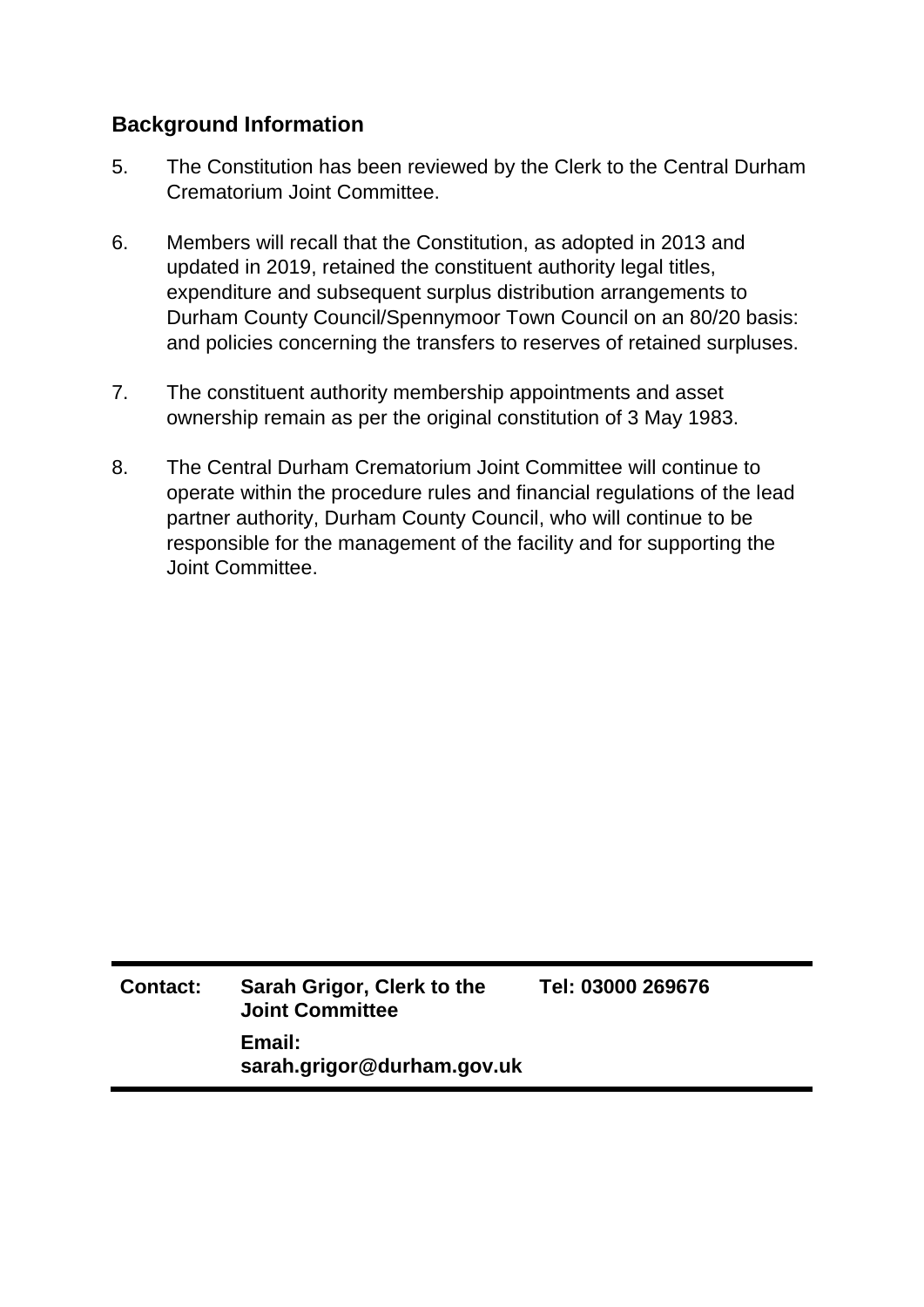## Background Information

5. The Constitution has been reviewed by the Clerk to the Central Durham Crematorium Joint Committee.

6. Members will recall that the Constitution, as adopted in 2013 and updated in 2019, retained the constituent authority legal titles, expenditure and subsequent surplus distribution arrangements to Durham County Council/Spennymoor Town Council on an 80/20 basis: and policies concerning the transfers to reserves of retained surpluses.

7. The constituent authority membership appointments and asset ownership remain as per the original constitution of 3 May 1983.

8. The Central Durham Crematorium Joint Committee will continue to operate within the procedure rules and financial regulations of the lead partner authority, Durham County Council, who will continue to be responsible for the management of the facility and for supporting the Joint Committee.

| **Contact:** | **Sarah Grigor, Clerk to the Joint Committee** | **Tel: 03000 269676** |
|---|---|---|
| | **Email: sarah.grigor@durham.gov.uk** | |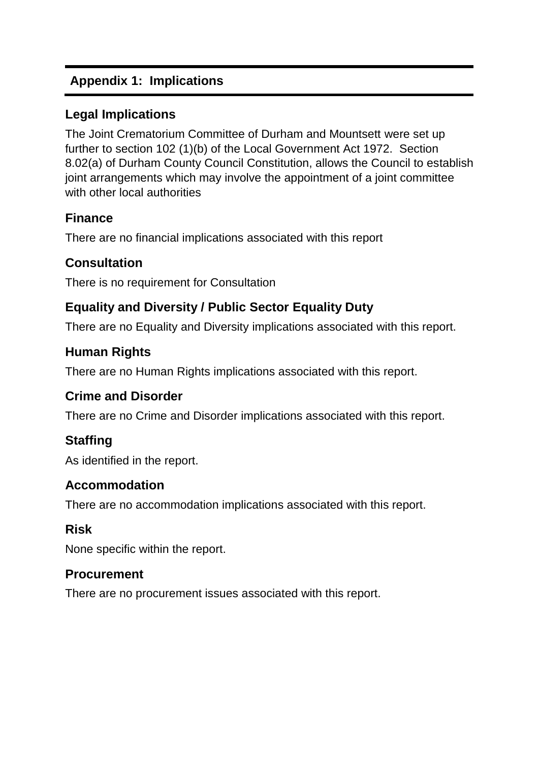## Appendix 1: Implications

### Legal Implications

The Joint Crematorium Committee of Durham and Mountsett were set up further to section 102 (1)(b) of the Local Government Act 1972. Section 8.02(a) of Durham County Council Constitution, allows the Council to establish joint arrangements which may involve the appointment of a joint committee with other local authorities

### Finance

There are no financial implications associated with this report

### Consultation

There is no requirement for Consultation

### Equality and Diversity / Public Sector Equality Duty

There are no Equality and Diversity implications associated with this report.

### Human Rights

There are no Human Rights implications associated with this report.

### Crime and Disorder

There are no Crime and Disorder implications associated with this report.

### Staffing

As identified in the report.

### Accommodation

There are no accommodation implications associated with this report.

### Risk

None specific within the report.

### Procurement

There are no procurement issues associated with this report.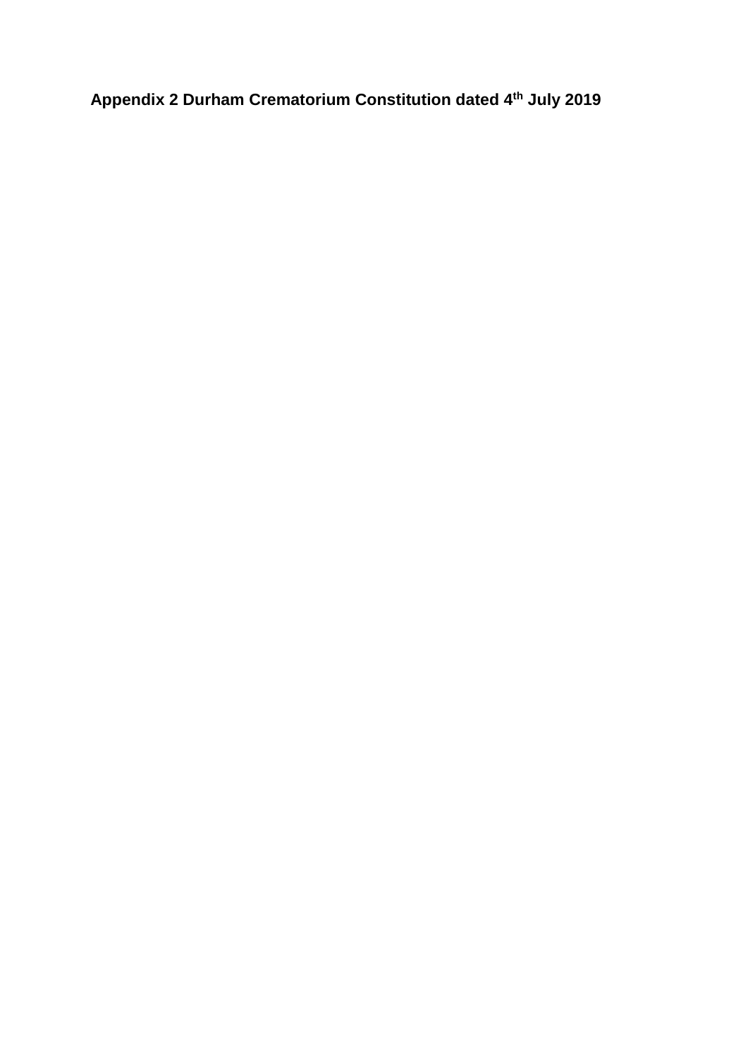**Appendix 2 Durham Crematorium Constitution dated 4th July 2019**